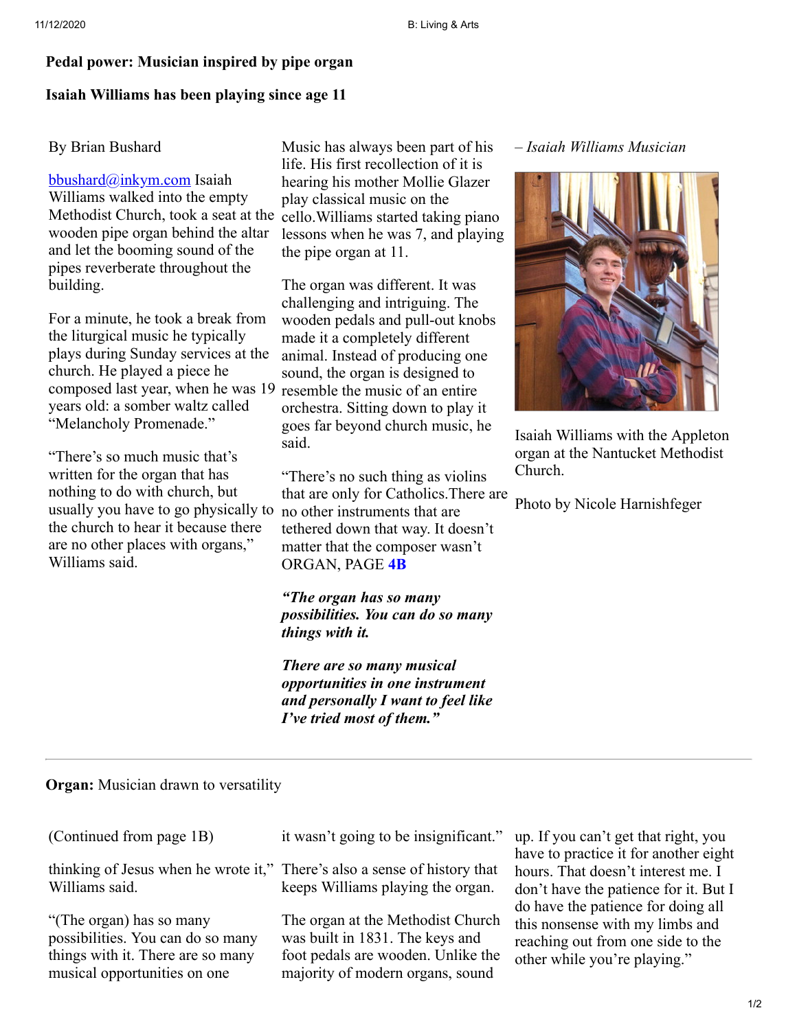# Pedal power: Musician inspired by pipe organ

## Isaiah Williams has been playing since age 11

By Brian Bushard

bbushard@inkym.com Isaiah Williams walked into the empty Methodist Church, took a seat at the wooden pipe organ behind the altar and let the booming sound of the pipes reverberate throughout the building.

For a minute, he took a break from the liturgical music he typically plays during Sunday services at the church. He played a piece he composed last year, when he was 19 years old: a somber waltz called "Melancholy Promenade."

"There's so much music that's written for the organ that has nothing to do with church, but usually you have to go physically to the church to hear it because there are no other places with organs," Williams said.

Music has always been part of his life. His first recollection of it is hearing his mother Mollie Glazer play classical music on the cello.Williams started taking piano lessons when he was 7, and playing the pipe organ at 11.

The organ was different. It was challenging and intriguing. The wooden pedals and pull-out knobs made it a completely different animal. Instead of producing one sound, the organ is designed to resemble the music of an entire orchestra. Sitting down to play it goes far beyond church music, he said.

"There's no such thing as violins that are only for Catholics.There are no other instruments that are tethered down that way. It doesn't matter that the composer wasn't ORGAN, PAGE **4B**

***"The organ has so many possibilities. You can do so many things with it.***

***There are so many musical opportunities in one instrument and personally I want to feel like I've tried most of them."***

*– Isaiah Williams Musician*

Isaiah Williams with the Appleton organ at the Nantucket Methodist Church.

Photo by Nicole Harnishfeger

---

**Organ:** Musician drawn to versatility

(Continued from page 1B)

thinking of Jesus when he wrote it," Williams said.

"(The organ) has so many possibilities. You can do so many things with it. There are so many musical opportunities on one

it wasn't going to be insignificant."

There's also a sense of history that keeps Williams playing the organ.

The organ at the Methodist Church was built in 1831. The keys and foot pedals are wooden. Unlike the majority of modern organs, sound

up. If you can't get that right, you have to practice it for another eight hours. That doesn't interest me. I don't have the patience for it. But I do have the patience for doing all this nonsense with my limbs and reaching out from one side to the other while you're playing."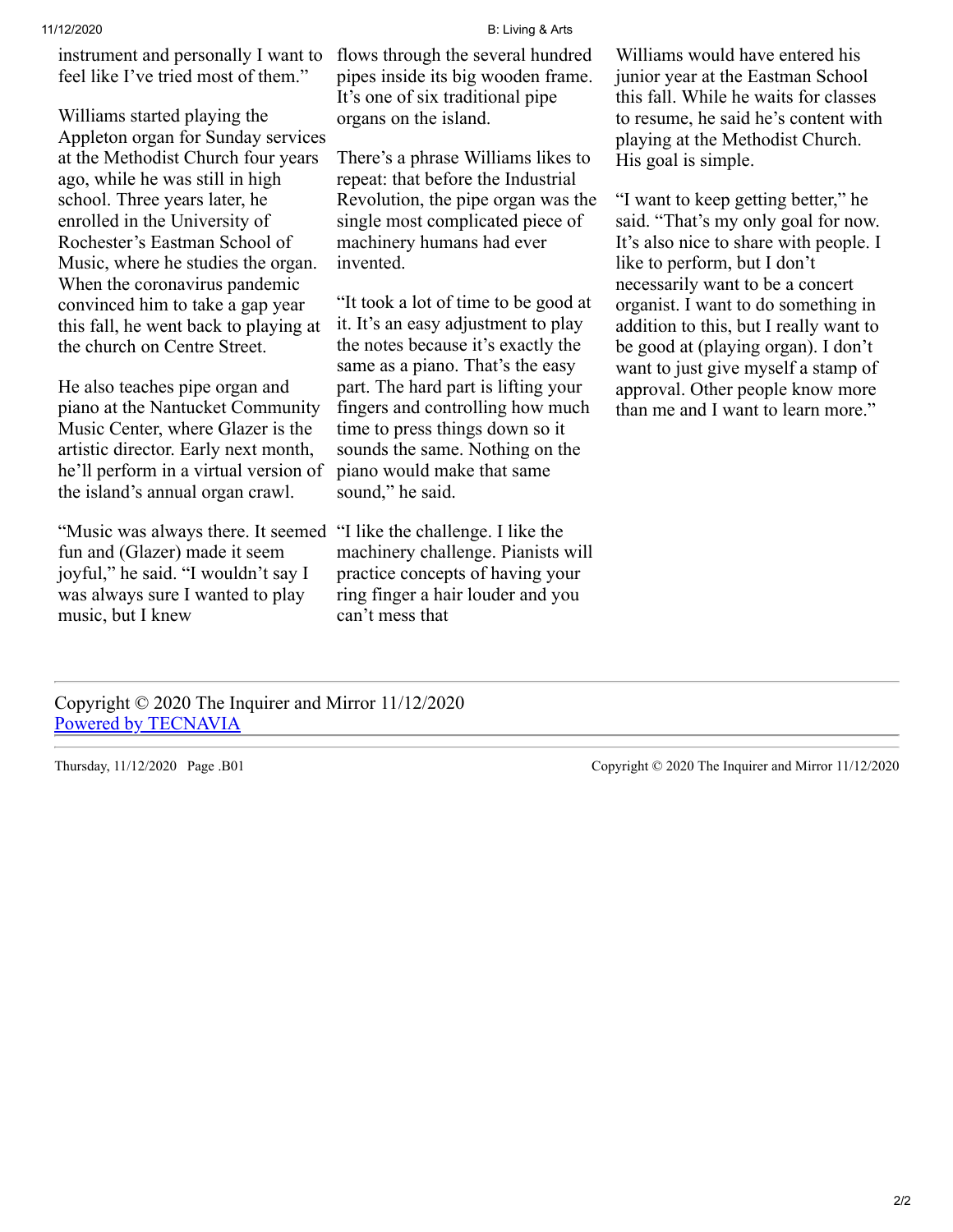instrument and personally I want to feel like I've tried most of them."

Williams started playing the Appleton organ for Sunday services at the Methodist Church four years ago, while he was still in high school. Three years later, he enrolled in the University of Rochester's Eastman School of Music, where he studies the organ. When the coronavirus pandemic convinced him to take a gap year this fall, he went back to playing at the church on Centre Street.

He also teaches pipe organ and piano at the Nantucket Community Music Center, where Glazer is the artistic director. Early next month, he'll perform in a virtual version of the island's annual organ crawl.

"Music was always there. It seemed fun and (Glazer) made it seem joyful," he said. "I wouldn't say I was always sure I wanted to play music, but I knew

flows through the several hundred pipes inside its big wooden frame. It's one of six traditional pipe organs on the island.

There's a phrase Williams likes to repeat: that before the Industrial Revolution, the pipe organ was the single most complicated piece of machinery humans had ever invented.

"It took a lot of time to be good at it. It's an easy adjustment to play the notes because it's exactly the same as a piano. That's the easy part. The hard part is lifting your fingers and controlling how much time to press things down so it sounds the same. Nothing on the piano would make that same sound," he said.

"I like the challenge. I like the machinery challenge. Pianists will practice concepts of having your ring finger a hair louder and you can't mess that

Williams would have entered his junior year at the Eastman School this fall. While he waits for classes to resume, he said he's content with playing at the Methodist Church. His goal is simple.

"I want to keep getting better," he said. "That's my only goal for now. It's also nice to share with people. I like to perform, but I don't necessarily want to be a concert organist. I want to do something in addition to this, but I really want to be good at (playing organ). I don't want to just give myself a stamp of approval. Other people know more than me and I want to learn more."

Copyright © 2020 The Inquirer and Mirror 11/12/2020
Powered by TECNAVIA